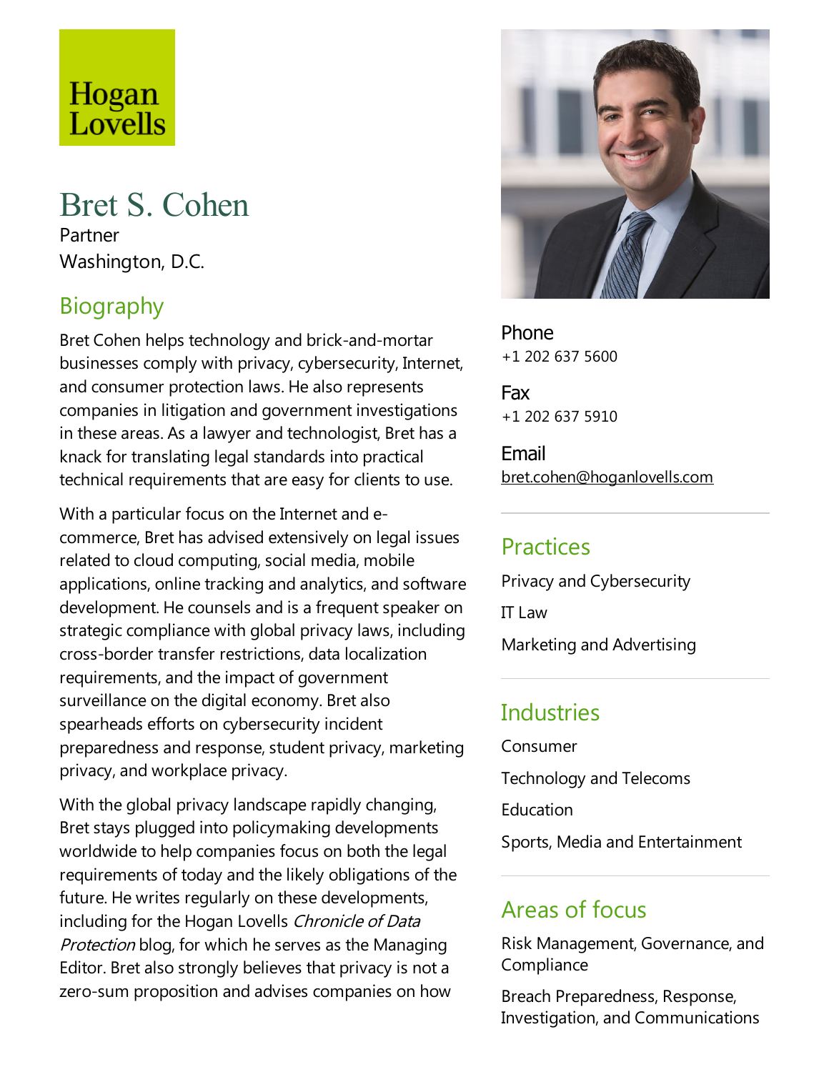Hogan Lovells

# Bret S. Cohen

Partner

Washington, D.C.

## Biography

Bret Cohen helps technology and brick-and-mortar businesses comply with privacy, cybersecurity, Internet, and consumer protection laws. He also represents companies in litigation and government investigations in these areas. As a lawyer and technologist, Bret has a knack for translating legal standards into practical technical requirements that are easy for clients to use.

With a particular focus on the Internet and e-commerce, Bret has advised extensively on legal issues related to cloud computing, social media, mobile applications, online tracking and analytics, and software development. He counsels and is a frequent speaker on strategic compliance with global privacy laws, including cross-border transfer restrictions, data localization requirements, and the impact of government surveillance on the digital economy. Bret also spearheads efforts on cybersecurity incident preparedness and response, student privacy, marketing privacy, and workplace privacy.

With the global privacy landscape rapidly changing, Bret stays plugged into policymaking developments worldwide to help companies focus on both the legal requirements of today and the likely obligations of the future. He writes regularly on these developments, including for the Hogan Lovells *Chronicle of Data Protection* blog, for which he serves as the Managing Editor. Bret also strongly believes that privacy is not a zero-sum proposition and advises companies on how

Phone
+1 202 637 5600

Fax
+1 202 637 5910

Email
bret.cohen@hoganlovells.com

## Practices

Privacy and Cybersecurity

IT Law

Marketing and Advertising

## Industries

Consumer

Technology and Telecoms

Education

Sports, Media and Entertainment

## Areas of focus

Risk Management, Governance, and Compliance

Breach Preparedness, Response, Investigation, and Communications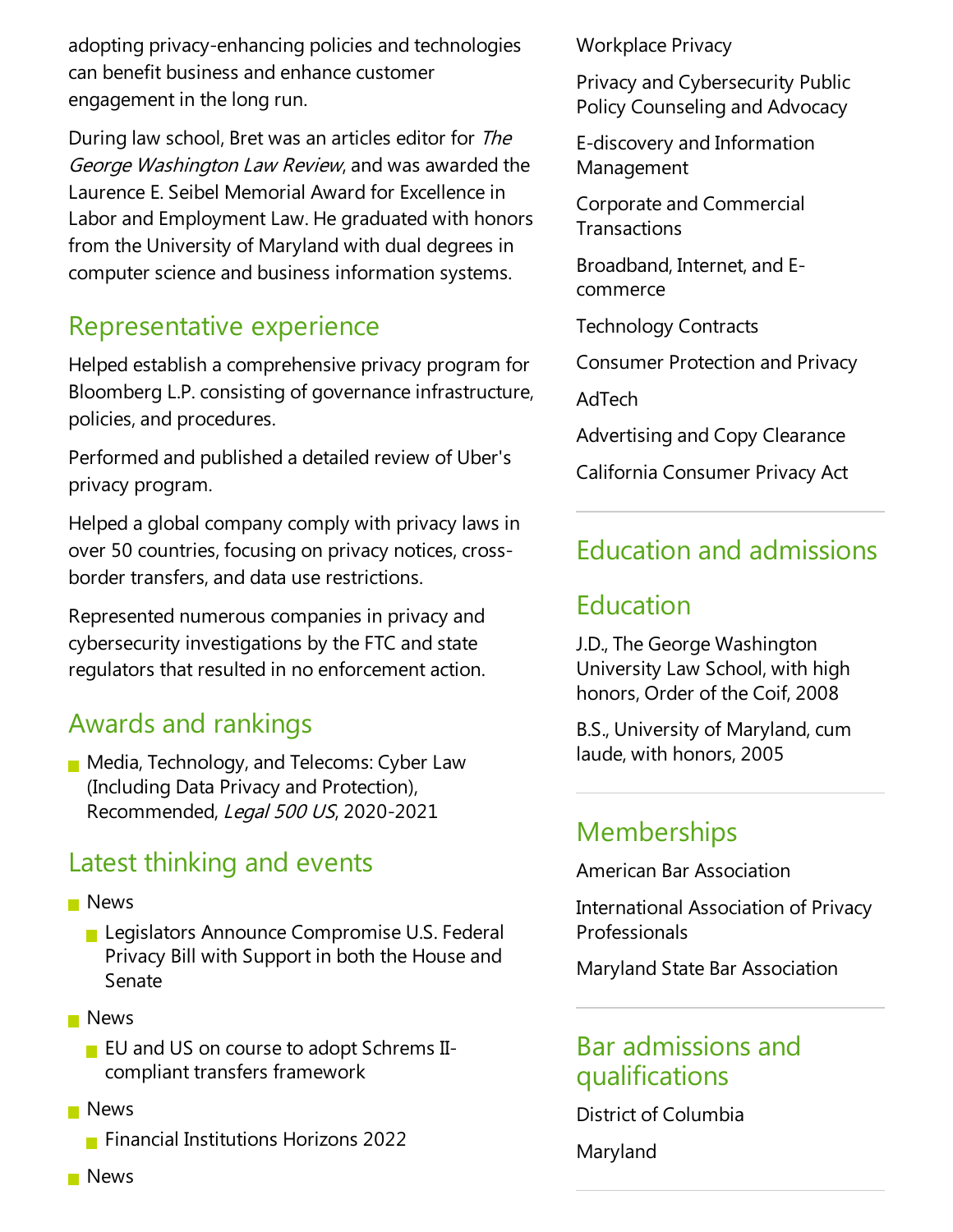adopting privacy-enhancing policies and technologies can benefit business and enhance customer engagement in the long run.

During law school, Bret was an articles editor for *The George Washington Law Review*, and was awarded the Laurence E. Seibel Memorial Award for Excellence in Labor and Employment Law. He graduated with honors from the University of Maryland with dual degrees in computer science and business information systems.

## Representative experience

Helped establish a comprehensive privacy program for Bloomberg L.P. consisting of governance infrastructure, policies, and procedures.

Performed and published a detailed review of Uber's privacy program.

Helped a global company comply with privacy laws in over 50 countries, focusing on privacy notices, cross-border transfers, and data use restrictions.

Represented numerous companies in privacy and cybersecurity investigations by the FTC and state regulators that resulted in no enforcement action.

## Awards and rankings

- Media, Technology, and Telecoms: Cyber Law (Including Data Privacy and Protection), Recommended, *Legal 500 US*, 2020-2021

## Latest thinking and events

- News
  - Legislators Announce Compromise U.S. Federal Privacy Bill with Support in both the House and Senate
- News
  - EU and US on course to adopt Schrems II-compliant transfers framework
- News
  - Financial Institutions Horizons 2022
- News

Workplace Privacy

Privacy and Cybersecurity Public Policy Counseling and Advocacy

E-discovery and Information Management

Corporate and Commercial Transactions

Broadband, Internet, and E-commerce

Technology Contracts

Consumer Protection and Privacy

AdTech

Advertising and Copy Clearance

California Consumer Privacy Act

## Education and admissions

## Education

J.D., The George Washington University Law School, with high honors, Order of the Coif, 2008

B.S., University of Maryland, cum laude, with honors, 2005

## Memberships

American Bar Association

International Association of Privacy Professionals

Maryland State Bar Association

## Bar admissions and qualifications

District of Columbia

Maryland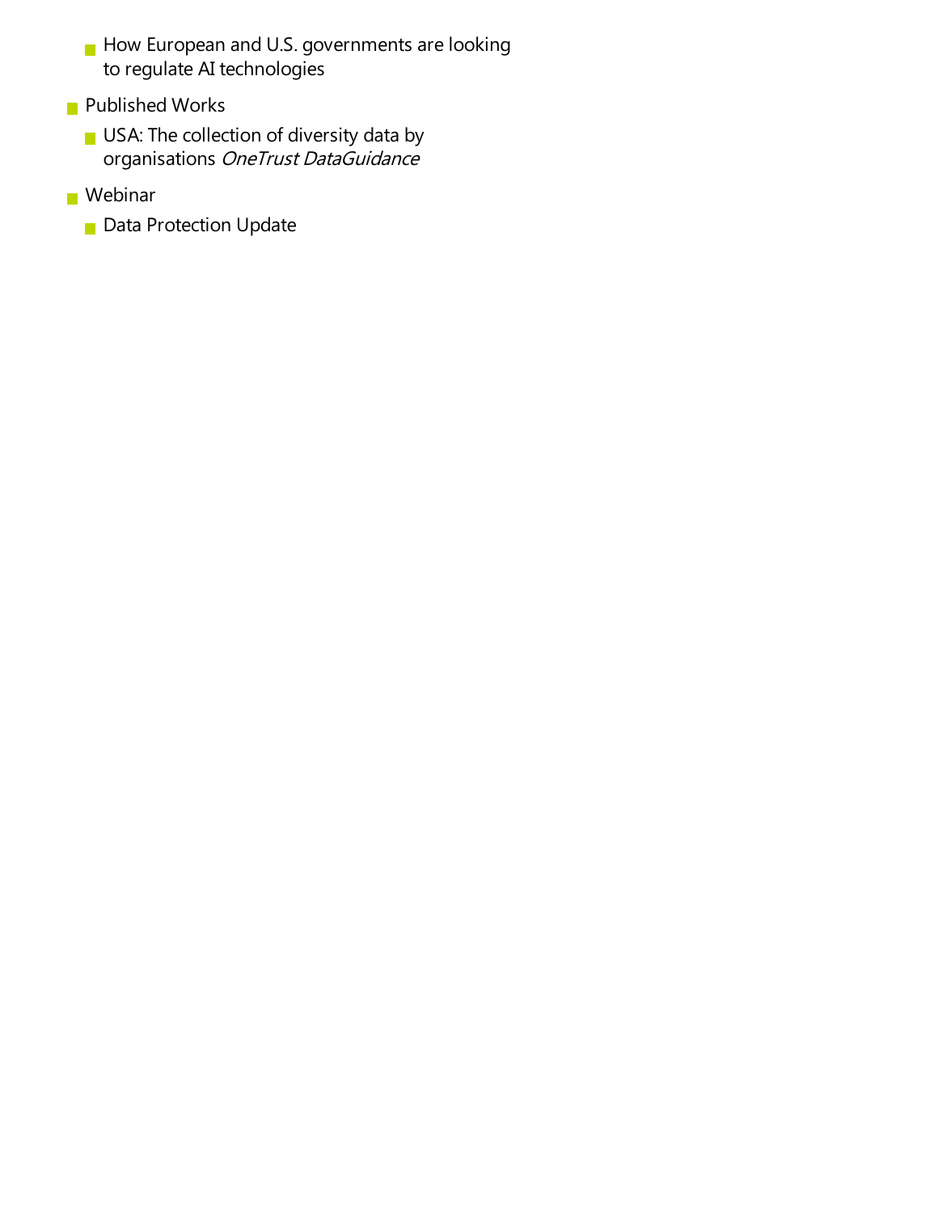- How European and U.S. governments are looking to regulate AI technologies
- Published Works
  - USA: The collection of diversity data by organisations *OneTrust DataGuidance*
- Webinar
  - Data Protection Update